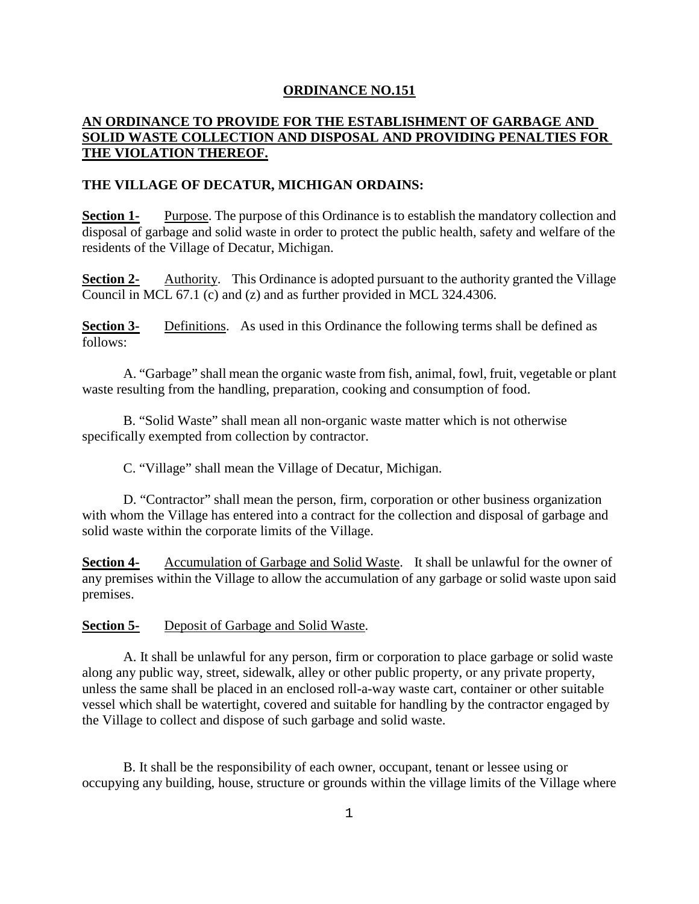**ORDINANCE NO.151**

**AN ORDINANCE TO PROVIDE FOR THE ESTABLISHMENT OF GARBAGE AND SOLID WASTE COLLECTION AND DISPOSAL AND PROVIDING PENALTIES FOR THE VIOLATION THEREOF.**

**THE VILLAGE OF DECATUR, MICHIGAN ORDAINS:**

**Section 1-** Purpose. The purpose of this Ordinance is to establish the mandatory collection and disposal of garbage and solid waste in order to protect the public health, safety and welfare of the residents of the Village of Decatur, Michigan.

**Section 2-** Authority. This Ordinance is adopted pursuant to the authority granted the Village Council in MCL 67.1 (c) and (z) and as further provided in MCL 324.4306.

**Section 3-** Definitions. As used in this Ordinance the following terms shall be defined as follows:

A. "Garbage" shall mean the organic waste from fish, animal, fowl, fruit, vegetable or plant waste resulting from the handling, preparation, cooking and consumption of food.

B. "Solid Waste" shall mean all non-organic waste matter which is not otherwise specifically exempted from collection by contractor.

C. "Village" shall mean the Village of Decatur, Michigan.

D. "Contractor" shall mean the person, firm, corporation or other business organization with whom the Village has entered into a contract for the collection and disposal of garbage and solid waste within the corporate limits of the Village.

**Section 4-** Accumulation of Garbage and Solid Waste. It shall be unlawful for the owner of any premises within the Village to allow the accumulation of any garbage or solid waste upon said premises.

**Section 5-** Deposit of Garbage and Solid Waste.

A. It shall be unlawful for any person, firm or corporation to place garbage or solid waste along any public way, street, sidewalk, alley or other public property, or any private property, unless the same shall be placed in an enclosed roll-a-way waste cart, container or other suitable vessel which shall be watertight, covered and suitable for handling by the contractor engaged by the Village to collect and dispose of such garbage and solid waste.

B. It shall be the responsibility of each owner, occupant, tenant or lessee using or occupying any building, house, structure or grounds within the village limits of the Village where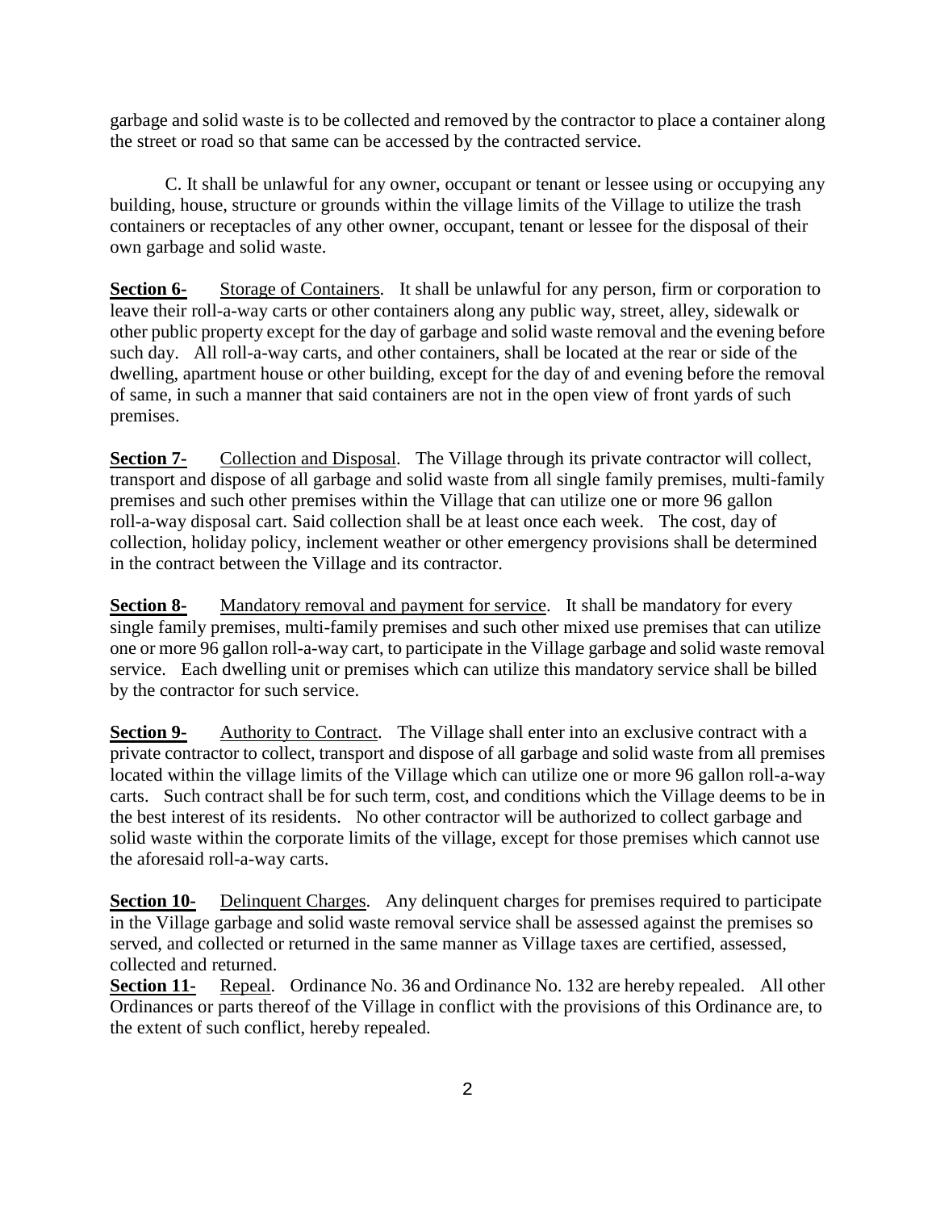garbage and solid waste is to be collected and removed by the contractor to place a container along the street or road so that same can be accessed by the contracted service.

C. It shall be unlawful for any owner, occupant or tenant or lessee using or occupying any building, house, structure or grounds within the village limits of the Village to utilize the trash containers or receptacles of any other owner, occupant, tenant or lessee for the disposal of their own garbage and solid waste.

**Section 6-** Storage of Containers. It shall be unlawful for any person, firm or corporation to leave their roll-a-way carts or other containers along any public way, street, alley, sidewalk or other public property except for the day of garbage and solid waste removal and the evening before such day. All roll-a-way carts, and other containers, shall be located at the rear or side of the dwelling, apartment house or other building, except for the day of and evening before the removal of same, in such a manner that said containers are not in the open view of front yards of such premises.

**Section 7-** Collection and Disposal. The Village through its private contractor will collect, transport and dispose of all garbage and solid waste from all single family premises, multi-family premises and such other premises within the Village that can utilize one or more 96 gallon roll-a-way disposal cart. Said collection shall be at least once each week. The cost, day of collection, holiday policy, inclement weather or other emergency provisions shall be determined in the contract between the Village and its contractor.

**Section 8-** Mandatory removal and payment for service. It shall be mandatory for every single family premises, multi-family premises and such other mixed use premises that can utilize one or more 96 gallon roll-a-way cart, to participate in the Village garbage and solid waste removal service. Each dwelling unit or premises which can utilize this mandatory service shall be billed by the contractor for such service.

**Section 9-** Authority to Contract. The Village shall enter into an exclusive contract with a private contractor to collect, transport and dispose of all garbage and solid waste from all premises located within the village limits of the Village which can utilize one or more 96 gallon roll-a-way carts. Such contract shall be for such term, cost, and conditions which the Village deems to be in the best interest of its residents. No other contractor will be authorized to collect garbage and solid waste within the corporate limits of the village, except for those premises which cannot use the aforesaid roll-a-way carts.

**Section 10-** Delinquent Charges. Any delinquent charges for premises required to participate in the Village garbage and solid waste removal service shall be assessed against the premises so served, and collected or returned in the same manner as Village taxes are certified, assessed, collected and returned.

**Section 11-** Repeal. Ordinance No. 36 and Ordinance No. 132 are hereby repealed. All other Ordinances or parts thereof of the Village in conflict with the provisions of this Ordinance are, to the extent of such conflict, hereby repealed.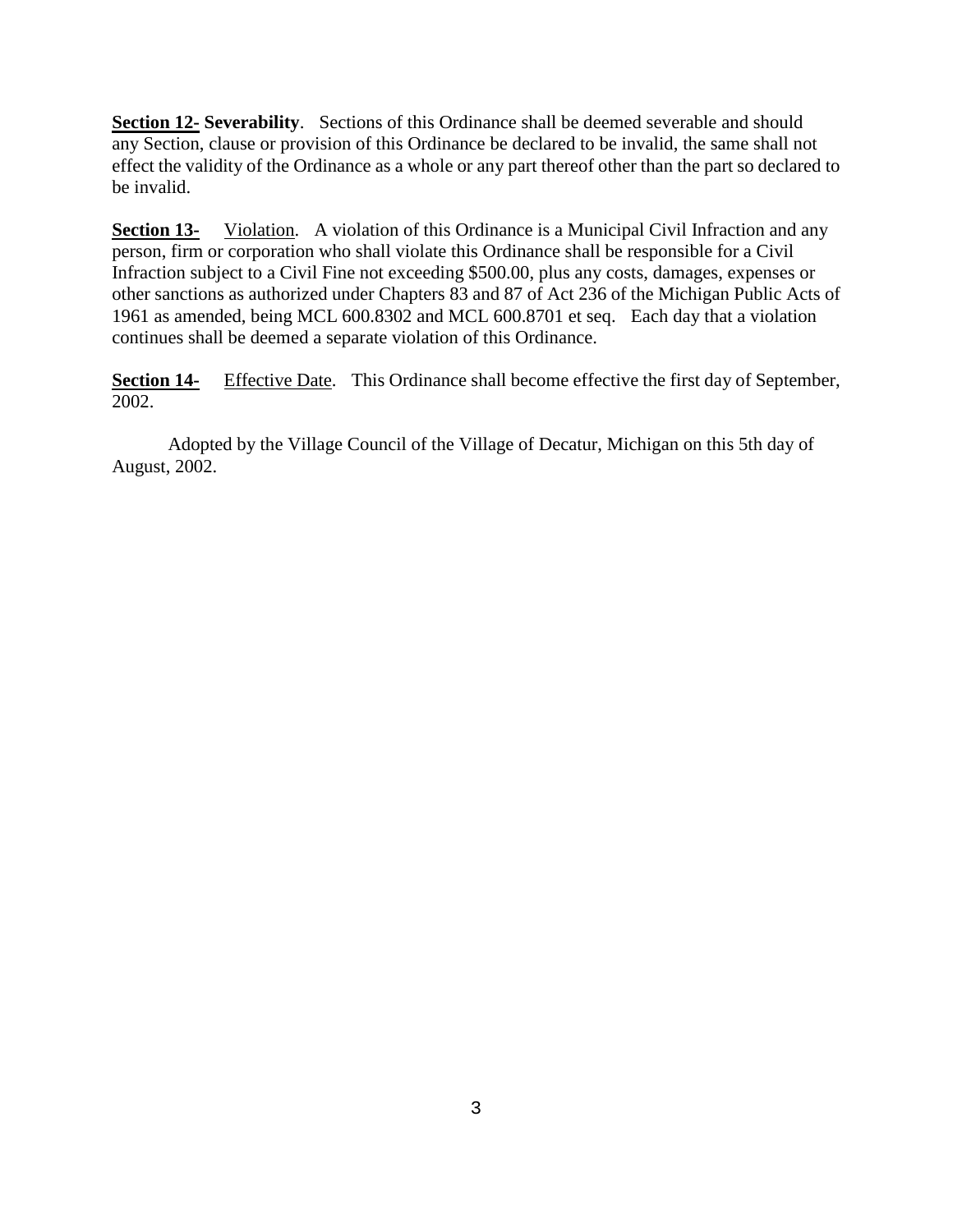**Section 12- Severability**. Sections of this Ordinance shall be deemed severable and should any Section, clause or provision of this Ordinance be declared to be invalid, the same shall not effect the validity of the Ordinance as a whole or any part thereof other than the part so declared to be invalid.

**Section 13-** Violation. A violation of this Ordinance is a Municipal Civil Infraction and any person, firm or corporation who shall violate this Ordinance shall be responsible for a Civil Infraction subject to a Civil Fine not exceeding $500.00, plus any costs, damages, expenses or other sanctions as authorized under Chapters 83 and 87 of Act 236 of the Michigan Public Acts of 1961 as amended, being MCL 600.8302 and MCL 600.8701 et seq. Each day that a violation continues shall be deemed a separate violation of this Ordinance.

**Section 14-** Effective Date. This Ordinance shall become effective the first day of September, 2002.

Adopted by the Village Council of the Village of Decatur, Michigan on this 5th day of August, 2002.